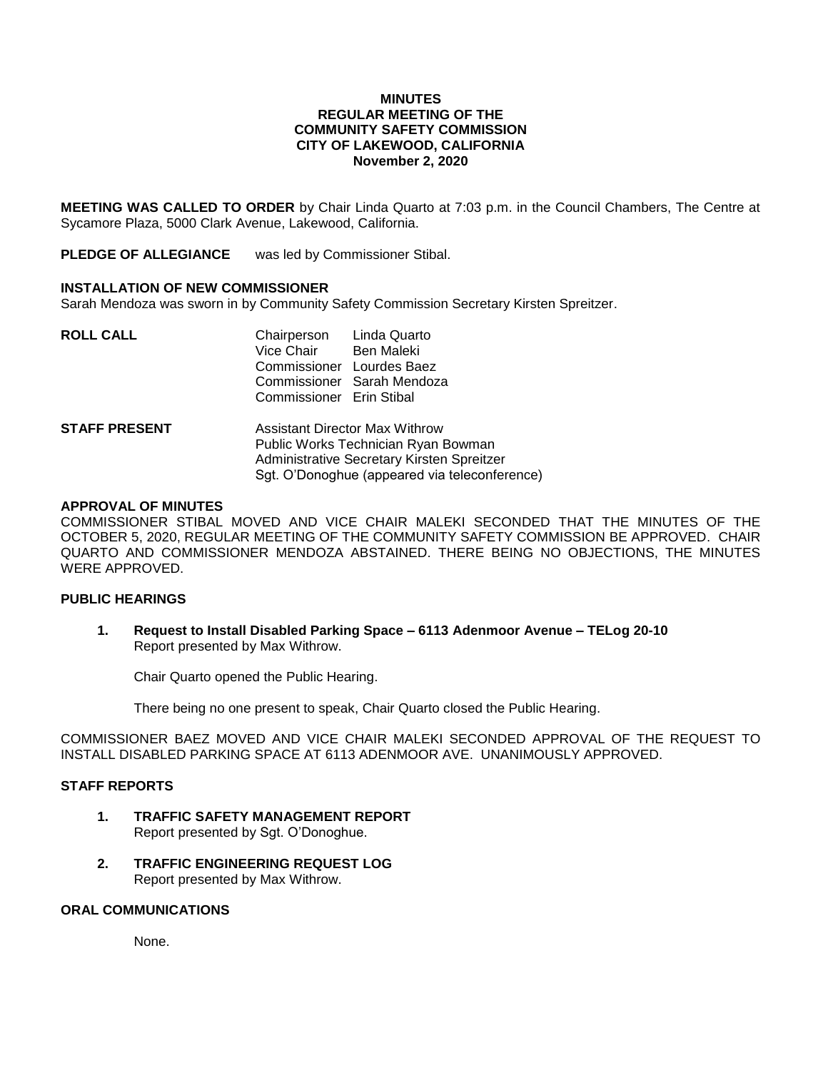**MINUTES**
**REGULAR MEETING OF THE**
**COMMUNITY SAFETY COMMISSION**
**CITY OF LAKEWOOD, CALIFORNIA**
**November 2, 2020**

**MEETING WAS CALLED TO ORDER** by Chair Linda Quarto at 7:03 p.m. in the Council Chambers, The Centre at Sycamore Plaza, 5000 Clark Avenue, Lakewood, California.

**PLEDGE OF ALLEGIANCE** was led by Commissioner Stibal.

**INSTALLATION OF NEW COMMISSIONER**

Sarah Mendoza was sworn in by Community Safety Commission Secretary Kirsten Spreitzer.

**ROLL CALL**

Chairperson Linda Quarto
Vice Chair Ben Maleki
Commissioner Lourdes Baez
Commissioner Sarah Mendoza
Commissioner Erin Stibal

**STAFF PRESENT**

Assistant Director Max Withrow
Public Works Technician Ryan Bowman
Administrative Secretary Kirsten Spreitzer
Sgt. O'Donoghue (appeared via teleconference)

**APPROVAL OF MINUTES**

COMMISSIONER STIBAL MOVED AND VICE CHAIR MALEKI SECONDED THAT THE MINUTES OF THE OCTOBER 5, 2020, REGULAR MEETING OF THE COMMUNITY SAFETY COMMISSION BE APPROVED. CHAIR QUARTO AND COMMISSIONER MENDOZA ABSTAINED. THERE BEING NO OBJECTIONS, THE MINUTES WERE APPROVED.

**PUBLIC HEARINGS**

1. **Request to Install Disabled Parking Space – 6113 Adenmoor Avenue – TELog 20-10**
   Report presented by Max Withrow.

   Chair Quarto opened the Public Hearing.

   There being no one present to speak, Chair Quarto closed the Public Hearing.

COMMISSIONER BAEZ MOVED AND VICE CHAIR MALEKI SECONDED APPROVAL OF THE REQUEST TO INSTALL DISABLED PARKING SPACE AT 6113 ADENMOOR AVE. UNANIMOUSLY APPROVED.

**STAFF REPORTS**

1. **TRAFFIC SAFETY MANAGEMENT REPORT**
   Report presented by Sgt. O'Donoghue.

2. **TRAFFIC ENGINEERING REQUEST LOG**
   Report presented by Max Withrow.

**ORAL COMMUNICATIONS**

None.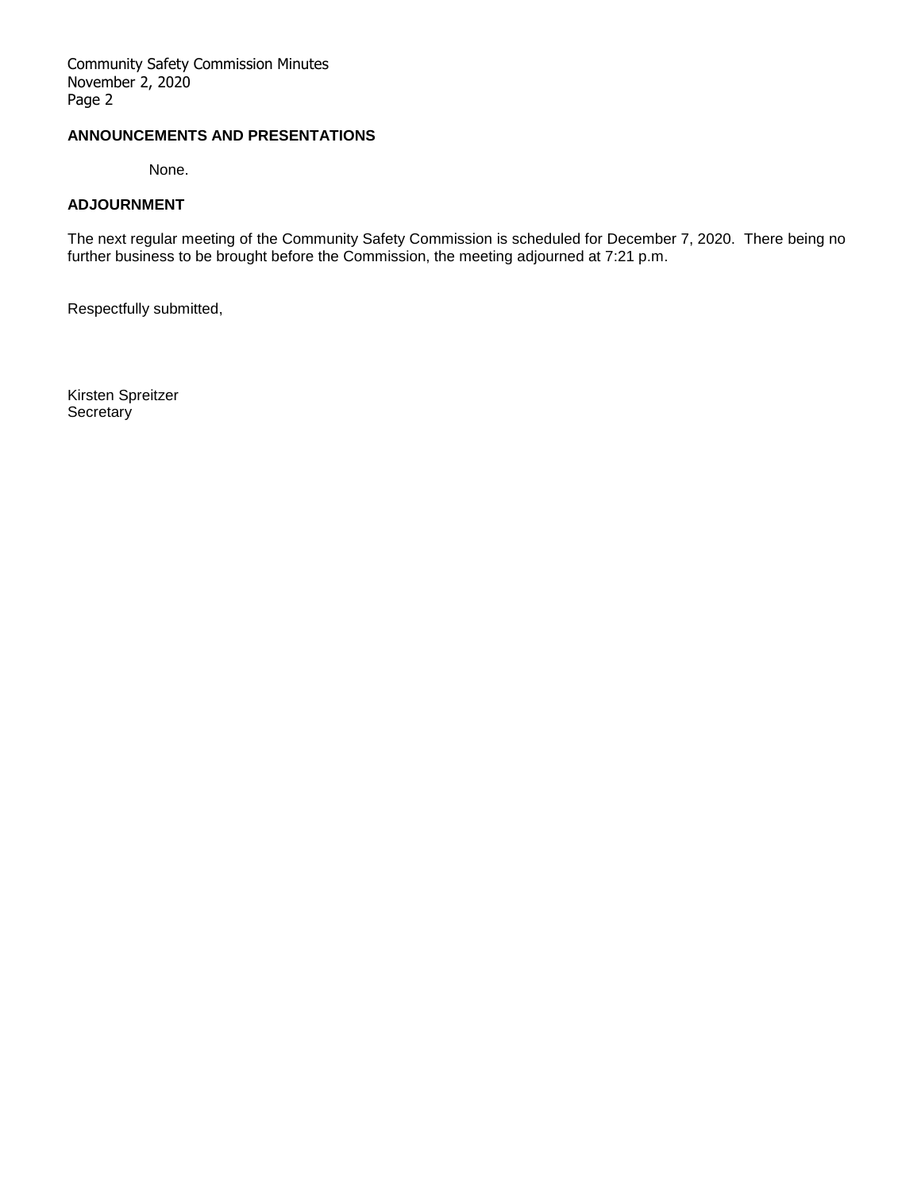## ANNOUNCEMENTS AND PRESENTATIONS

None.

## ADJOURNMENT

The next regular meeting of the Community Safety Commission is scheduled for December 7, 2020. There being no further business to be brought before the Commission, the meeting adjourned at 7:21 p.m.

Respectfully submitted,

Kirsten Spreitzer
Secretary